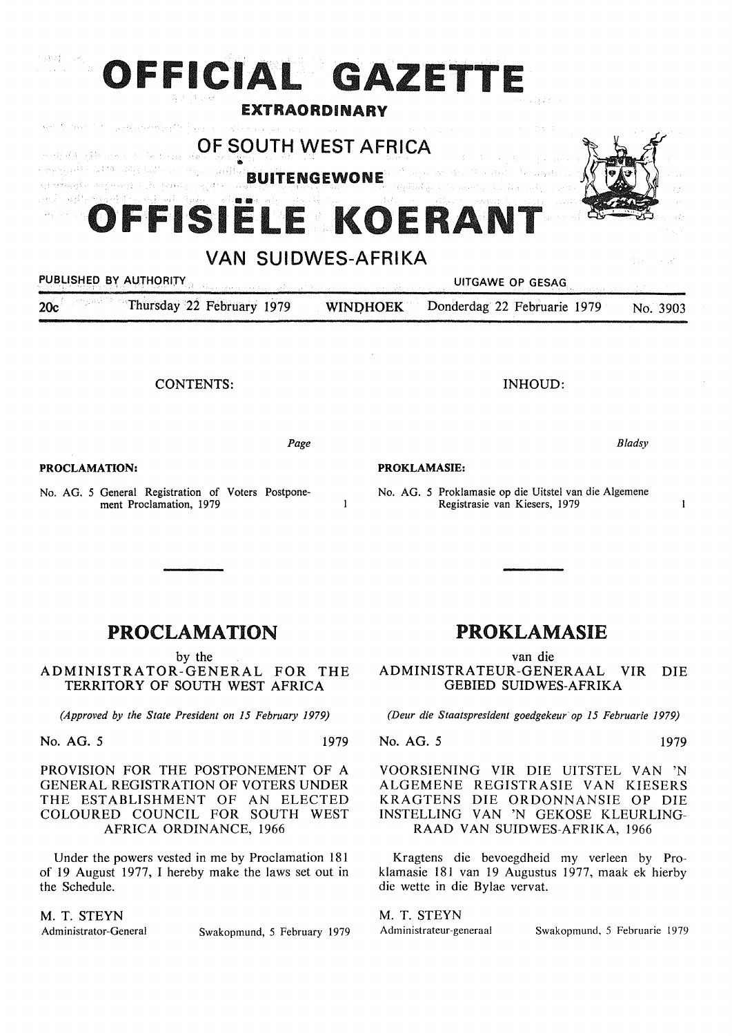# OFFICIAL GAZETTE

**EXTRAORDINARY**

## OF SOUTH WEST AFRICA

**BUITENGEWONE**

# OFFISIËLE KOERANT

## VAN SUIDWES-AFRIKA

PUBLISHED BY AUTHORITY — UITGAWE OP GESAG

20c — Thursday 22 February 1979 — WINDHOEK — Donderdag 22 Februarie 1979 — No. 3903

CONTENTS:

| | Page |
|---|---|
| **PROCLAMATION:** | |
| No. AG. 5 General Registration of Voters Postponement Proclamation, 1979 | 1 |

INHOUD:

| | *Bladsy* |
|---|---|
| **PROKLAMASIE:** | |
| No. AG. 5 Proklamasie op die Uitstel van die Algemene Registrasie van Kiesers, 1979 | 1 |

## PROCLAMATION

by the

ADMINISTRATOR-GENERAL FOR THE TERRITORY OF SOUTH WEST AFRICA

*(Approved by the State President on 15 February 1979)*

No. AG. 5 1979

PROVISION FOR THE POSTPONEMENT OF A GENERAL REGISTRATION OF VOTERS UNDER THE ESTABLISHMENT OF AN ELECTED COLOURED COUNCIL FOR SOUTH WEST AFRICA ORDINANCE, 1966

Under the powers vested in me by Proclamation 181 of 19 August 1977, I hereby make the laws set out in the Schedule.

M. T. STEYN
Administrator-General

Swakopmund, 5 February 1979

## PROKLAMASIE

van die

ADMINISTRATEUR-GENERAAL VIR DIE GEBIED SUIDWES-AFRIKA

*(Deur die Staatspresident goedgekeur op 15 Februarie 1979)*

No. AG. 5 1979

VOORSIENING VIR DIE UITSTEL VAN 'N ALGEMENE REGISTRASIE VAN KIESERS KRAGTENS DIE ORDONNANSIE OP DIE INSTELLING VAN 'N GEKOSE KLEURLING-RAAD VAN SUIDWES-AFRIKA, 1966

Kragtens die bevoegdheid my verleen by Proklamasie 181 van 19 Augustus 1977, maak ek hierby die wette in die Bylae vervat.

M. T. STEYN
Administrateur-generaal

Swakopmund, 5 Februarie 1979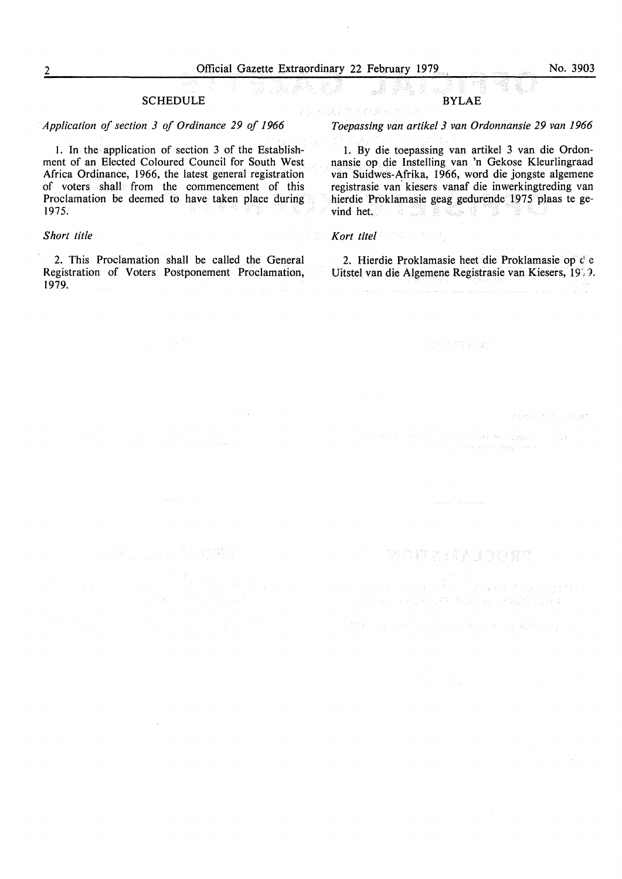## SCHEDULE

*Application of section 3 of Ordinance 29 of 1966*

1. In the application of section 3 of the Establishment of an Elected Coloured Council for South West Africa Ordinance, 1966, the latest general registration of voters shall from the commencement of this Proclamation be deemed to have taken place during 1975.

*Short title*

2. This Proclamation shall be called the General Registration of Voters Postponement Proclamation, 1979.

## BYLAE

*Toepassing van artikel 3 van Ordonnansie 29 van 1966*

1. By die toepassing van artikel 3 van die Ordonnansie op die Instelling van 'n Gekose Kleurlingraad van Suidwes-Afrika, 1966, word die jongste algemene registrasie van kiesers vanaf die inwerkingtreding van hierdie Proklamasie geag gedurende 1975 plaas te gevind het.

*Kort titel*

2. Hierdie Proklamasie heet die Proklamasie op die Uitstel van die Algemene Registrasie van Kiesers, 1979.